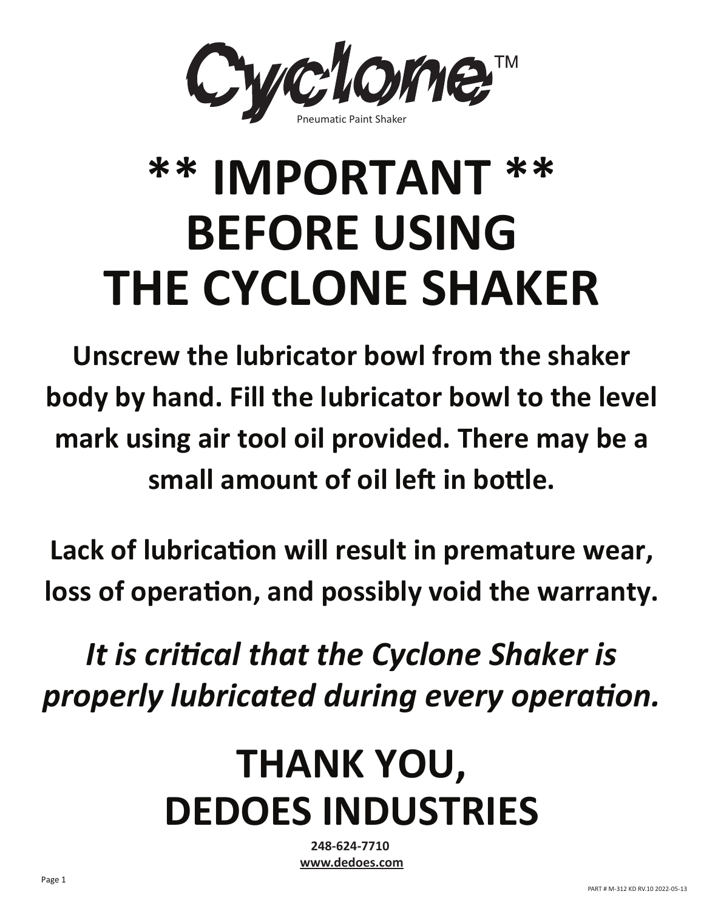# Cyclone™

Pneumatic Paint Shaker

# ** IMPORTANT ** BEFORE USING THE CYCLONE SHAKER

**Unscrew the lubricator bowl from the shaker body by hand. Fill the lubricator bowl to the level mark using air tool oil provided. There may be a small amount of oil left in bottle.**

**Lack of lubrication will result in premature wear, loss of operation, and possibly void the warranty.**

***It is critical that the Cyclone Shaker is properly lubricated during every operation.***

# THANK YOU, DEDOES INDUSTRIES

**248-624-7710**
**www.dedoes.com**

PART # M-312 KD RV.10 2022-05-13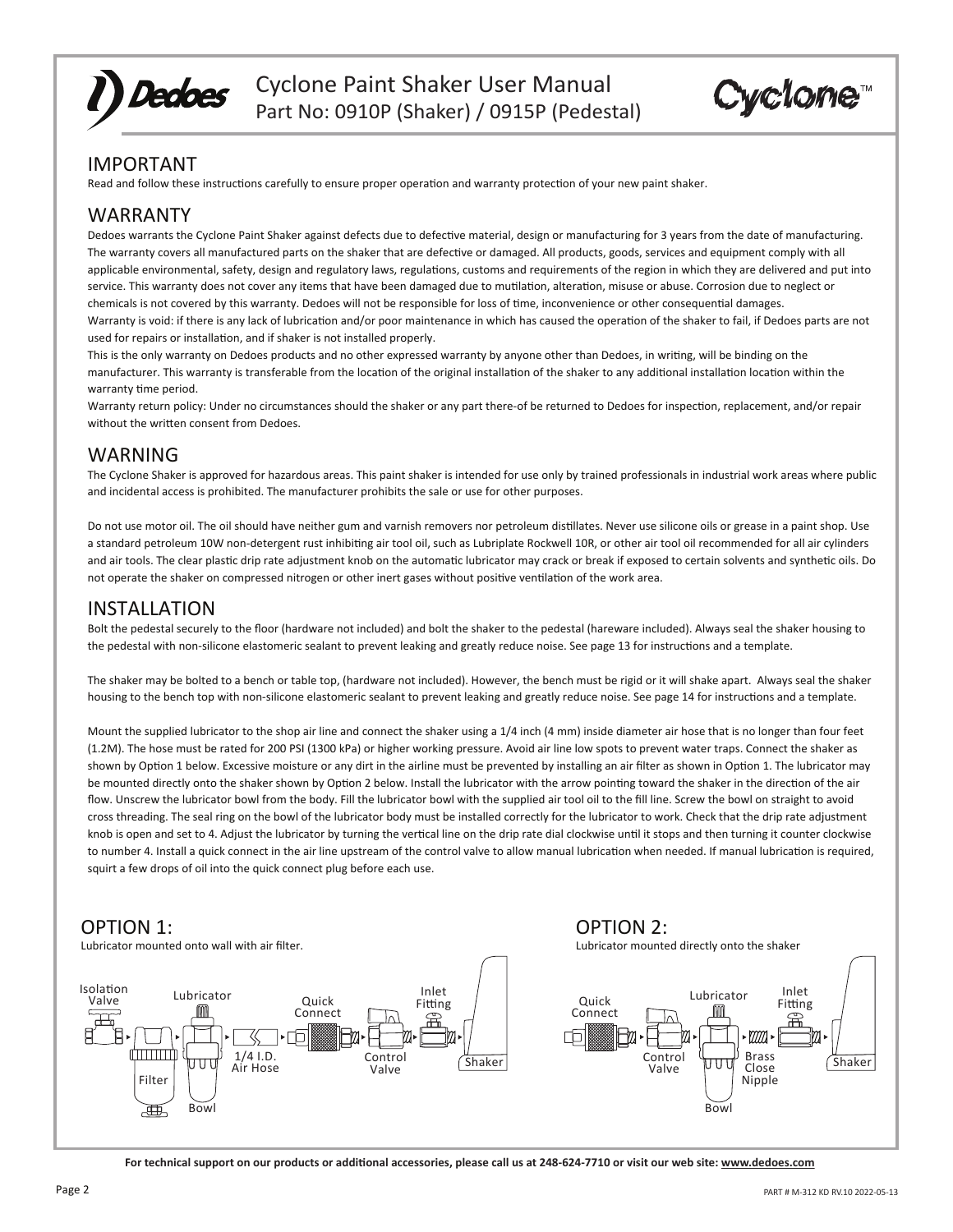# Cyclone Paint Shaker User Manual

Part No: 0910P (Shaker) / 0915P (Pedestal)

## IMPORTANT

Read and follow these instructions carefully to ensure proper operation and warranty protection of your new paint shaker.

## WARRANTY

Dedoes warrants the Cyclone Paint Shaker against defects due to defective material, design or manufacturing for 3 years from the date of manufacturing. The warranty covers all manufactured parts on the shaker that are defective or damaged. All products, goods, services and equipment comply with all applicable environmental, safety, design and regulatory laws, regulations, customs and requirements of the region in which they are delivered and put into service. This warranty does not cover any items that have been damaged due to mutilation, alteration, misuse or abuse. Corrosion due to neglect or chemicals is not covered by this warranty. Dedoes will not be responsible for loss of time, inconvenience or other consequential damages.

Warranty is void: if there is any lack of lubrication and/or poor maintenance in which has caused the operation of the shaker to fail, if Dedoes parts are not used for repairs or installation, and if shaker is not installed properly.

This is the only warranty on Dedoes products and no other expressed warranty by anyone other than Dedoes, in writing, will be binding on the manufacturer. This warranty is transferable from the location of the original installation of the shaker to any additional installation location within the warranty time period.

Warranty return policy: Under no circumstances should the shaker or any part there-of be returned to Dedoes for inspection, replacement, and/or repair without the written consent from Dedoes.

## WARNING

The Cyclone Shaker is approved for hazardous areas. This paint shaker is intended for use only by trained professionals in industrial work areas where public and incidental access is prohibited. The manufacturer prohibits the sale or use for other purposes.

Do not use motor oil. The oil should have neither gum and varnish removers nor petroleum distillates. Never use silicone oils or grease in a paint shop. Use a standard petroleum 10W non-detergent rust inhibiting air tool oil, such as Lubriplate Rockwell 10R, or other air tool oil recommended for all air cylinders and air tools. The clear plastic drip rate adjustment knob on the automatic lubricator may crack or break if exposed to certain solvents and synthetic oils. Do not operate the shaker on compressed nitrogen or other inert gases without positive ventilation of the work area.

## INSTALLATION

Bolt the pedestal securely to the floor (hardware not included) and bolt the shaker to the pedestal (hareware included). Always seal the shaker housing to the pedestal with non-silicone elastomeric sealant to prevent leaking and greatly reduce noise. See page 13 for instructions and a template.

The shaker may be bolted to a bench or table top, (hardware not included). However, the bench must be rigid or it will shake apart. Always seal the shaker housing to the bench top with non-silicone elastomeric sealant to prevent leaking and greatly reduce noise. See page 14 for instructions and a template.

Mount the supplied lubricator to the shop air line and connect the shaker using a 1/4 inch (4 mm) inside diameter air hose that is no longer than four feet (1.2M). The hose must be rated for 200 PSI (1300 kPa) or higher working pressure. Avoid air line low spots to prevent water traps. Connect the shaker as shown by Option 1 below. Excessive moisture or any dirt in the airline must be prevented by installing an air filter as shown in Option 1. The lubricator may be mounted directly onto the shaker shown by Option 2 below. Install the lubricator with the arrow pointing toward the shaker in the direction of the air flow. Unscrew the lubricator bowl from the body. Fill the lubricator bowl with the supplied air tool oil to the fill line. Screw the bowl on straight to avoid cross threading. The seal ring on the bowl of the lubricator body must be installed correctly for the lubricator to work. Check that the drip rate adjustment knob is open and set to 4. Adjust the lubricator by turning the vertical line on the drip rate dial clockwise until it stops and then turning it counter clockwise to number 4. Install a quick connect in the air line upstream of the control valve to allow manual lubrication when needed. If manual lubrication is required, squirt a few drops of oil into the quick connect plug before each use.

## OPTION 1:

Lubricator mounted onto wall with air filter.

Isolation Valve → Filter → Lubricator (Bowl) → 1/4 I.D. Air Hose → Quick Connect → Control Valve → Inlet Fitting → Shaker

## OPTION 2:

Lubricator mounted directly onto the shaker

Quick Connect → Control Valve → Lubricator (Bowl) → Brass Close Nipple → Inlet Fitting → Shaker

**For technical support on our products or additional accessories, please call us at 248-624-7710 or visit our web site: www.dedoes.com**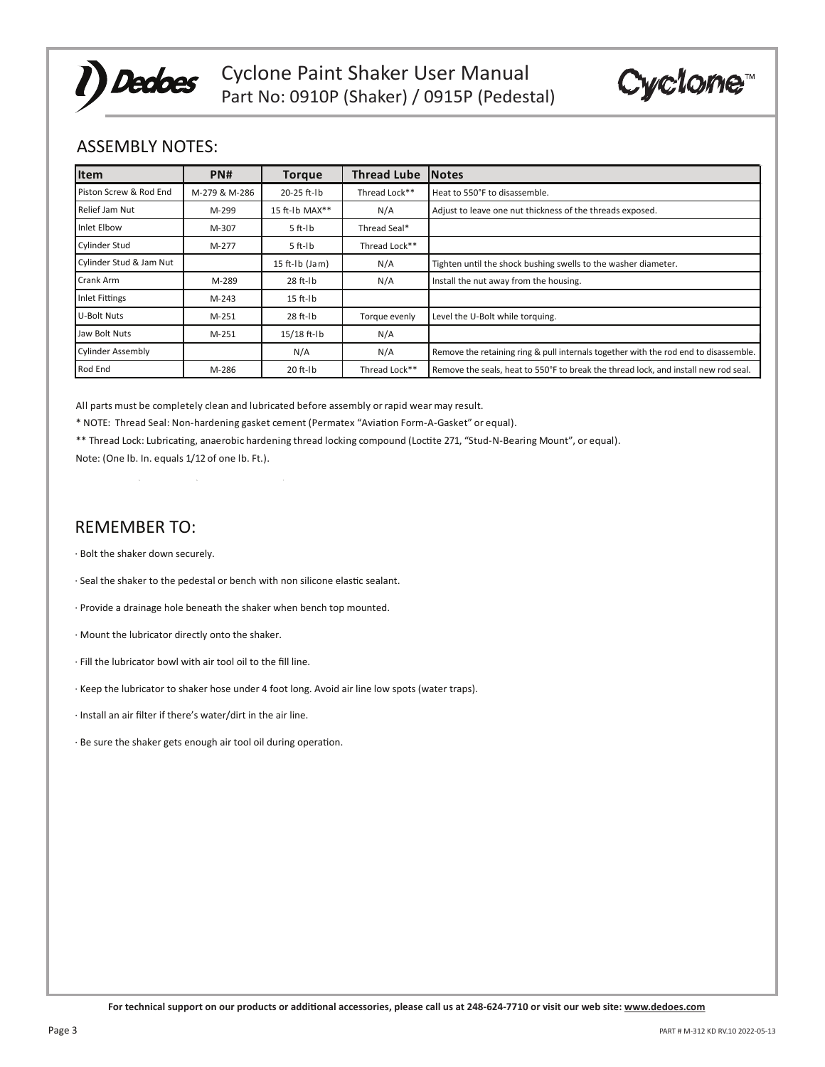## ASSEMBLY NOTES:

| Item | PN# | Torque | Thread Lube | Notes |
|---|---|---|---|---|
| Piston Screw & Rod End | M-279 & M-286 | 20-25 ft-lb | Thread Lock** | Heat to 550°F to disassemble. |
| Relief Jam Nut | M-299 | 15 ft-lb MAX** | N/A | Adjust to leave one nut thickness of the threads exposed. |
| Inlet Elbow | M-307 | 5 ft-lb | Thread Seal* | |
| Cylinder Stud | M-277 | 5 ft-lb | Thread Lock** | |
| Cylinder Stud & Jam Nut | | 15 ft-lb (Jam) | N/A | Tighten until the shock bushing swells to the washer diameter. |
| Crank Arm | M-289 | 28 ft-lb | N/A | Install the nut away from the housing. |
| Inlet Fittings | M-243 | 15 ft-lb | | |
| U-Bolt Nuts | M-251 | 28 ft-lb | Torque evenly | Level the U-Bolt while torquing. |
| Jaw Bolt Nuts | M-251 | 15/18 ft-lb | N/A | |
| Cylinder Assembly | | N/A | N/A | Remove the retaining ring & pull internals together with the rod end to disassemble. |
| Rod End | M-286 | 20 ft-lb | Thread Lock** | Remove the seals, heat to 550°F to break the thread lock, and install new rod seal. |

All parts must be completely clean and lubricated before assembly or rapid wear may result.

* NOTE: Thread Seal: Non-hardening gasket cement (Permatex "Aviation Form-A-Gasket" or equal).

** Thread Lock: Lubricating, anaerobic hardening thread locking compound (Loctite 271, "Stud-N-Bearing Mount", or equal).

Note: (One lb. In. equals 1/12 of one lb. Ft.).

## REMEMBER TO:

- Bolt the shaker down securely.
- Seal the shaker to the pedestal or bench with non silicone elastic sealant.
- Provide a drainage hole beneath the shaker when bench top mounted.
- Mount the lubricator directly onto the shaker.
- Fill the lubricator bowl with air tool oil to the fill line.
- Keep the lubricator to shaker hose under 4 foot long. Avoid air line low spots (water traps).
- Install an air filter if there's water/dirt in the air line.
- Be sure the shaker gets enough air tool oil during operation.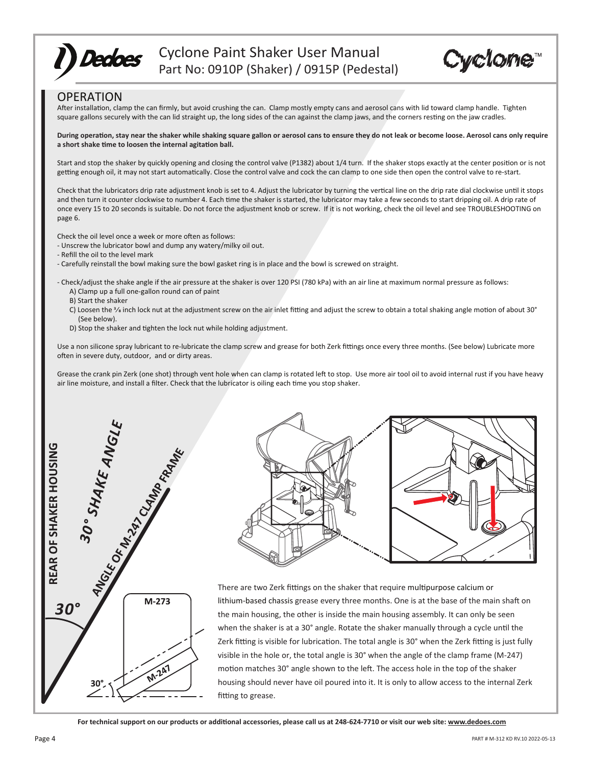## OPERATION

After installation, clamp the can firmly, but avoid crushing the can. Clamp mostly empty cans and aerosol cans with lid toward clamp handle. Tighten square gallons securely with the can lid straight up, the long sides of the can against the clamp jaws, and the corners resting on the jaw cradles.

**During operation, stay near the shaker while shaking square gallon or aerosol cans to ensure they do not leak or become loose. Aerosol cans only require a short shake time to loosen the internal agitation ball.**

Start and stop the shaker by quickly opening and closing the control valve (P1382) about 1/4 turn. If the shaker stops exactly at the center position or is not getting enough oil, it may not start automatically. Close the control valve and cock the can clamp to one side then open the control valve to re-start.

Check that the lubricators drip rate adjustment knob is set to 4. Adjust the lubricator by turning the vertical line on the drip rate dial clockwise until it stops and then turn it counter clockwise to number 4. Each time the shaker is started, the lubricator may take a few seconds to start dripping oil. A drip rate of once every 15 to 20 seconds is suitable. Do not force the adjustment knob or screw. If it is not working, check the oil level and see TROUBLESHOOTING on page 6.

Check the oil level once a week or more often as follows:
- Unscrew the lubricator bowl and dump any watery/milky oil out.
- Refill the oil to the level mark
- Carefully reinstall the bowl making sure the bowl gasket ring is in place and the bowl is screwed on straight.

- Check/adjust the shake angle if the air pressure at the shaker is over 120 PSI (780 kPa) with an air line at maximum normal pressure as follows:
  - A) Clamp up a full one-gallon round can of paint
  - B) Start the shaker
  - C) Loosen the ⅜ inch lock nut at the adjustment screw on the air inlet fitting and adjust the screw to obtain a total shaking angle motion of about 30° (See below).
  - D) Stop the shaker and tighten the lock nut while holding adjustment.

Use a non silicone spray lubricant to re-lubricate the clamp screw and grease for both Zerk fittings once every three months. (See below) Lubricate more often in severe duty, outdoor, and or dirty areas.

Grease the crank pin Zerk (one shot) through vent hole when can clamp is rotated left to stop. Use more air tool oil to avoid internal rust if you have heavy air line moisture, and install a filter. Check that the lubricator is oiling each time you stop shaker.

REAR OF SHAKER HOUSING

30° SHAKE ANGLE

ANGLE OF M-247 CLAMP FRAME

30°

M-273

M-247

30°

There are two Zerk fittings on the shaker that require multipurpose calcium or lithium-based chassis grease every three months. One is at the base of the main shaft on the main housing, the other is inside the main housing assembly. It can only be seen when the shaker is at a 30° angle. Rotate the shaker manually through a cycle until the Zerk fitting is visible for lubrication. The total angle is 30° when the Zerk fitting is just fully visible in the hole or, the total angle is 30° when the angle of the clamp frame (M-247) motion matches 30° angle shown to the left. The access hole in the top of the shaker housing should never have oil poured into it. It is only to allow access to the internal Zerk fitting to grease.

**For technical support on our products or additional accessories, please call us at 248-624-7710 or visit our web site: www.dedoes.com**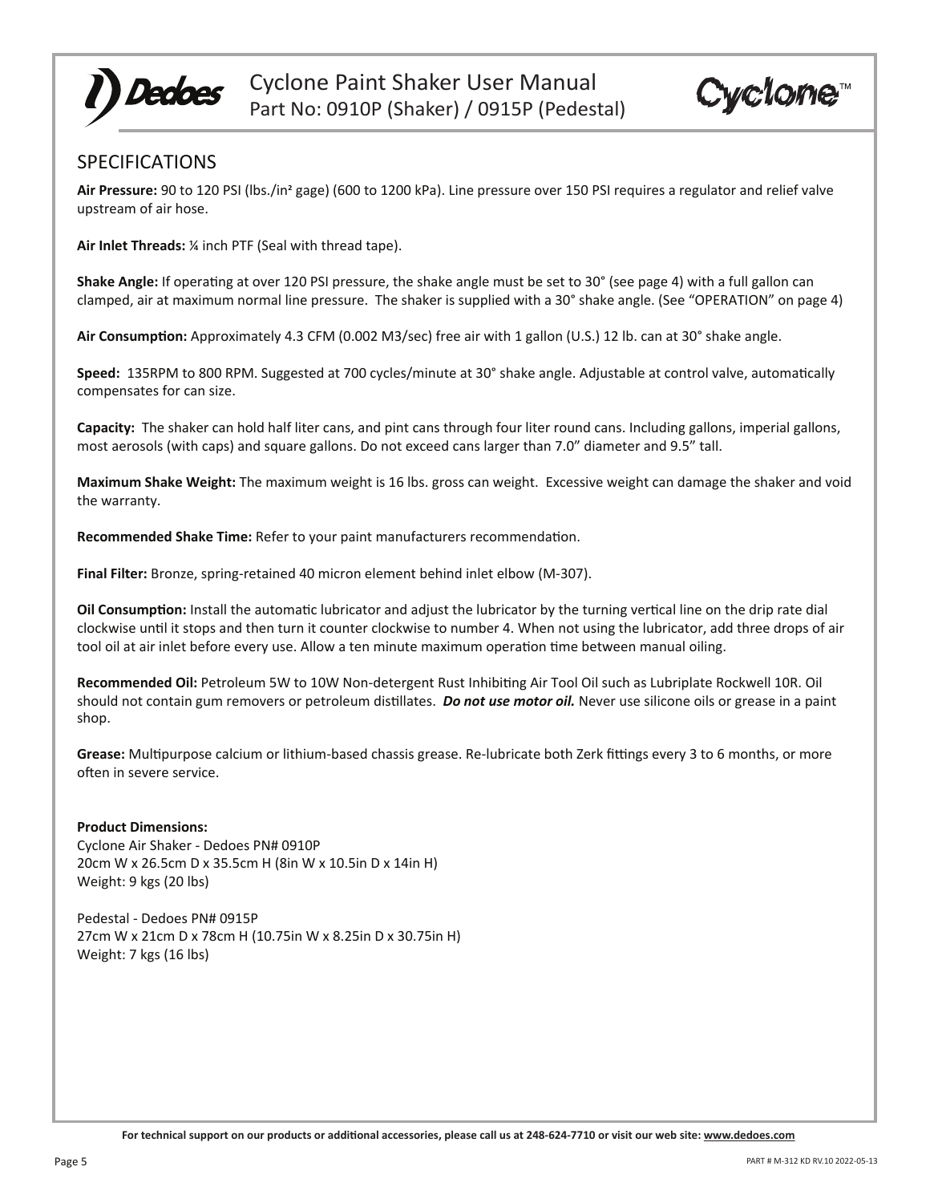## SPECIFICATIONS

**Air Pressure:** 90 to 120 PSI (lbs./in² gage) (600 to 1200 kPa). Line pressure over 150 PSI requires a regulator and relief valve upstream of air hose.

**Air Inlet Threads:** ¼ inch PTF (Seal with thread tape).

**Shake Angle:** If operating at over 120 PSI pressure, the shake angle must be set to 30° (see page 4) with a full gallon can clamped, air at maximum normal line pressure. The shaker is supplied with a 30° shake angle. (See "OPERATION" on page 4)

**Air Consumption:** Approximately 4.3 CFM (0.002 M3/sec) free air with 1 gallon (U.S.) 12 lb. can at 30° shake angle.

**Speed:** 135RPM to 800 RPM. Suggested at 700 cycles/minute at 30° shake angle. Adjustable at control valve, automatically compensates for can size.

**Capacity:** The shaker can hold half liter cans, and pint cans through four liter round cans. Including gallons, imperial gallons, most aerosols (with caps) and square gallons. Do not exceed cans larger than 7.0" diameter and 9.5" tall.

**Maximum Shake Weight:** The maximum weight is 16 lbs. gross can weight. Excessive weight can damage the shaker and void the warranty.

**Recommended Shake Time:** Refer to your paint manufacturers recommendation.

**Final Filter:** Bronze, spring-retained 40 micron element behind inlet elbow (M-307).

**Oil Consumption:** Install the automatic lubricator and adjust the lubricator by the turning vertical line on the drip rate dial clockwise until it stops and then turn it counter clockwise to number 4. When not using the lubricator, add three drops of air tool oil at air inlet before every use. Allow a ten minute maximum operation time between manual oiling.

**Recommended Oil:** Petroleum 5W to 10W Non-detergent Rust Inhibiting Air Tool Oil such as Lubriplate Rockwell 10R. Oil should not contain gum removers or petroleum distillates. ***Do not use motor oil.*** Never use silicone oils or grease in a paint shop.

**Grease:** Multipurpose calcium or lithium-based chassis grease. Re-lubricate both Zerk fittings every 3 to 6 months, or more often in severe service.

**Product Dimensions:**
Cyclone Air Shaker - Dedoes PN# 0910P
20cm W x 26.5cm D x 35.5cm H (8in W x 10.5in D x 14in H)
Weight: 9 kgs (20 lbs)

Pedestal - Dedoes PN# 0915P
27cm W x 21cm D x 78cm H (10.75in W x 8.25in D x 30.75in H)
Weight: 7 kgs (16 lbs)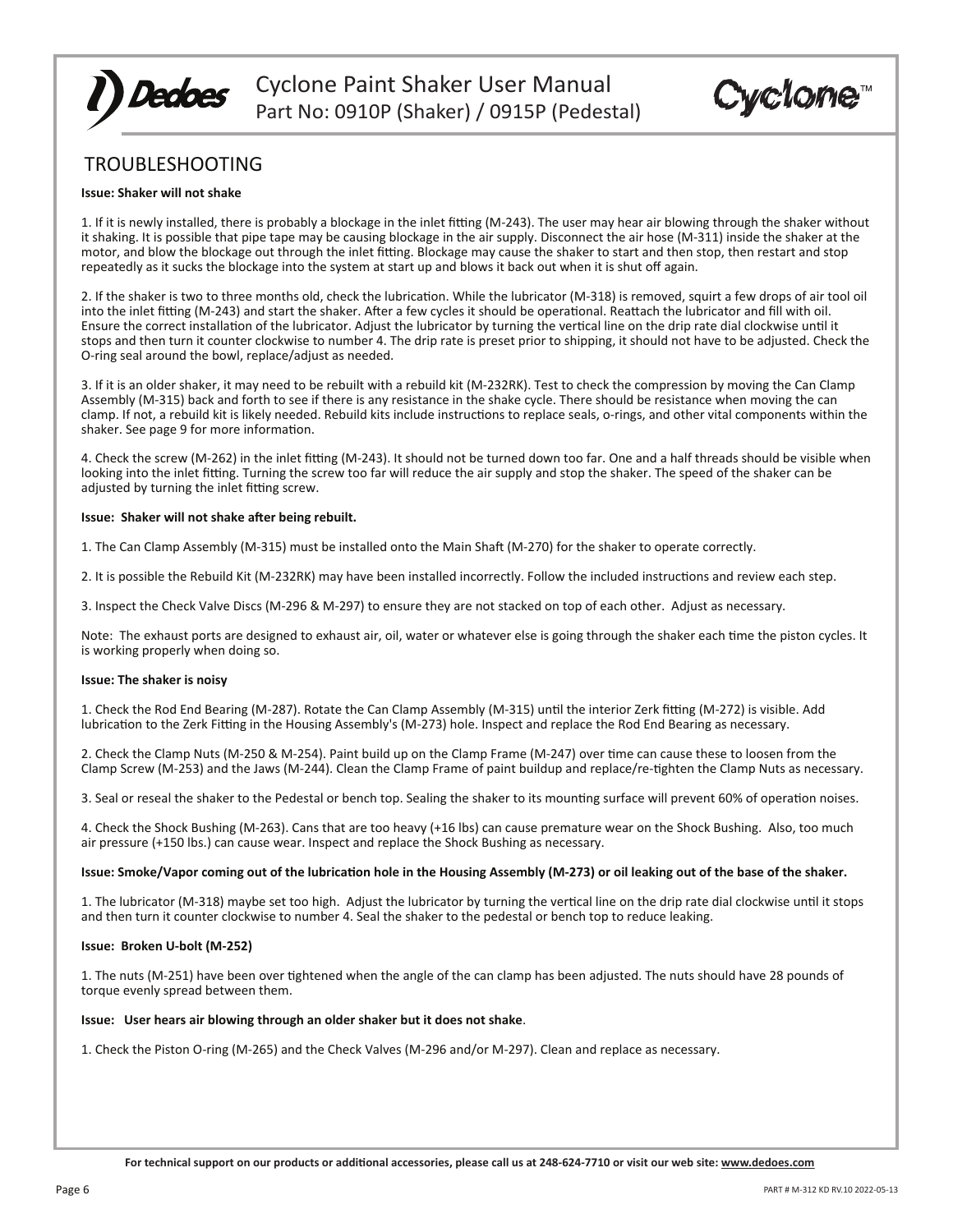## TROUBLESHOOTING

**Issue: Shaker will not shake**

1. If it is newly installed, there is probably a blockage in the inlet fitting (M-243). The user may hear air blowing through the shaker without it shaking. It is possible that pipe tape may be causing blockage in the air supply. Disconnect the air hose (M-311) inside the shaker at the motor, and blow the blockage out through the inlet fitting. Blockage may cause the shaker to start and then stop, then restart and stop repeatedly as it sucks the blockage into the system at start up and blows it back out when it is shut off again.

2. If the shaker is two to three months old, check the lubrication. While the lubricator (M-318) is removed, squirt a few drops of air tool oil into the inlet fitting (M-243) and start the shaker. After a few cycles it should be operational. Reattach the lubricator and fill with oil. Ensure the correct installation of the lubricator. Adjust the lubricator by turning the vertical line on the drip rate dial clockwise until it stops and then turn it counter clockwise to number 4. The drip rate is preset prior to shipping, it should not have to be adjusted. Check the O-ring seal around the bowl, replace/adjust as needed.

3. If it is an older shaker, it may need to be rebuilt with a rebuild kit (M-232RK). Test to check the compression by moving the Can Clamp Assembly (M-315) back and forth to see if there is any resistance in the shake cycle. There should be resistance when moving the can clamp. If not, a rebuild kit is likely needed. Rebuild kits include instructions to replace seals, o-rings, and other vital components within the shaker. See page 9 for more information.

4. Check the screw (M-262) in the inlet fitting (M-243). It should not be turned down too far. One and a half threads should be visible when looking into the inlet fitting. Turning the screw too far will reduce the air supply and stop the shaker. The speed of the shaker can be adjusted by turning the inlet fitting screw.

**Issue: Shaker will not shake after being rebuilt.**

1. The Can Clamp Assembly (M-315) must be installed onto the Main Shaft (M-270) for the shaker to operate correctly.

2. It is possible the Rebuild Kit (M-232RK) may have been installed incorrectly. Follow the included instructions and review each step.

3. Inspect the Check Valve Discs (M-296 & M-297) to ensure they are not stacked on top of each other. Adjust as necessary.

Note: The exhaust ports are designed to exhaust air, oil, water or whatever else is going through the shaker each time the piston cycles. It is working properly when doing so.

**Issue: The shaker is noisy**

1. Check the Rod End Bearing (M-287). Rotate the Can Clamp Assembly (M-315) until the interior Zerk fitting (M-272) is visible. Add lubrication to the Zerk Fitting in the Housing Assembly's (M-273) hole. Inspect and replace the Rod End Bearing as necessary.

2. Check the Clamp Nuts (M-250 & M-254). Paint build up on the Clamp Frame (M-247) over time can cause these to loosen from the Clamp Screw (M-253) and the Jaws (M-244). Clean the Clamp Frame of paint buildup and replace/re-tighten the Clamp Nuts as necessary.

3. Seal or reseal the shaker to the Pedestal or bench top. Sealing the shaker to its mounting surface will prevent 60% of operation noises.

4. Check the Shock Bushing (M-263). Cans that are too heavy (+16 lbs) can cause premature wear on the Shock Bushing. Also, too much air pressure (+150 lbs.) can cause wear. Inspect and replace the Shock Bushing as necessary.

**Issue: Smoke/Vapor coming out of the lubrication hole in the Housing Assembly (M-273) or oil leaking out of the base of the shaker.**

1. The lubricator (M-318) maybe set too high. Adjust the lubricator by turning the vertical line on the drip rate dial clockwise until it stops and then turn it counter clockwise to number 4. Seal the shaker to the pedestal or bench top to reduce leaking.

**Issue: Broken U-bolt (M-252)**

1. The nuts (M-251) have been over tightened when the angle of the can clamp has been adjusted. The nuts should have 28 pounds of torque evenly spread between them.

**Issue: User hears air blowing through an older shaker but it does not shake**.

1. Check the Piston O-ring (M-265) and the Check Valves (M-296 and/or M-297). Clean and replace as necessary.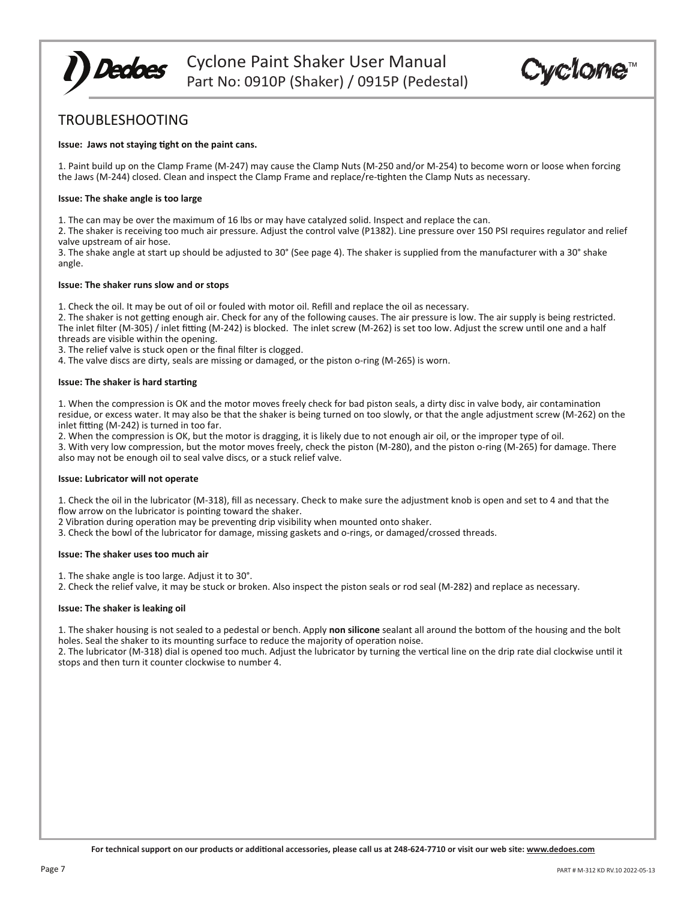## TROUBLESHOOTING

**Issue: Jaws not staying tight on the paint cans.**

1. Paint build up on the Clamp Frame (M-247) may cause the Clamp Nuts (M-250 and/or M-254) to become worn or loose when forcing the Jaws (M-244) closed. Clean and inspect the Clamp Frame and replace/re-tighten the Clamp Nuts as necessary.

**Issue: The shake angle is too large**

1. The can may be over the maximum of 16 lbs or may have catalyzed solid. Inspect and replace the can.
2. The shaker is receiving too much air pressure. Adjust the control valve (P1382). Line pressure over 150 PSI requires regulator and relief valve upstream of air hose.
3. The shake angle at start up should be adjusted to 30° (See page 4). The shaker is supplied from the manufacturer with a 30° shake angle.

**Issue: The shaker runs slow and or stops**

1. Check the oil. It may be out of oil or fouled with motor oil. Refill and replace the oil as necessary.
2. The shaker is not getting enough air. Check for any of the following causes. The air pressure is low. The air supply is being restricted. The inlet filter (M-305) / inlet fitting (M-242) is blocked. The inlet screw (M-262) is set too low. Adjust the screw until one and a half threads are visible within the opening.
3. The relief valve is stuck open or the final filter is clogged.
4. The valve discs are dirty, seals are missing or damaged, or the piston o-ring (M-265) is worn.

**Issue: The shaker is hard starting**

1. When the compression is OK and the motor moves freely check for bad piston seals, a dirty disc in valve body, air contamination residue, or excess water. It may also be that the shaker is being turned on too slowly, or that the angle adjustment screw (M-262) on the inlet fitting (M-242) is turned in too far.
2. When the compression is OK, but the motor is dragging, it is likely due to not enough air oil, or the improper type of oil.
3. With very low compression, but the motor moves freely, check the piston (M-280), and the piston o-ring (M-265) for damage. There also may not be enough oil to seal valve discs, or a stuck relief valve.

**Issue: Lubricator will not operate**

1. Check the oil in the lubricator (M-318), fill as necessary. Check to make sure the adjustment knob is open and set to 4 and that the flow arrow on the lubricator is pointing toward the shaker.
2 Vibration during operation may be preventing drip visibility when mounted onto shaker.
3. Check the bowl of the lubricator for damage, missing gaskets and o-rings, or damaged/crossed threads.

**Issue: The shaker uses too much air**

1. The shake angle is too large. Adjust it to 30°.
2. Check the relief valve, it may be stuck or broken. Also inspect the piston seals or rod seal (M-282) and replace as necessary.

**Issue: The shaker is leaking oil**

1. The shaker housing is not sealed to a pedestal or bench. Apply **non silicone** sealant all around the bottom of the housing and the bolt holes. Seal the shaker to its mounting surface to reduce the majority of operation noise.
2. The lubricator (M-318) dial is opened too much. Adjust the lubricator by turning the vertical line on the drip rate dial clockwise until it stops and then turn it counter clockwise to number 4.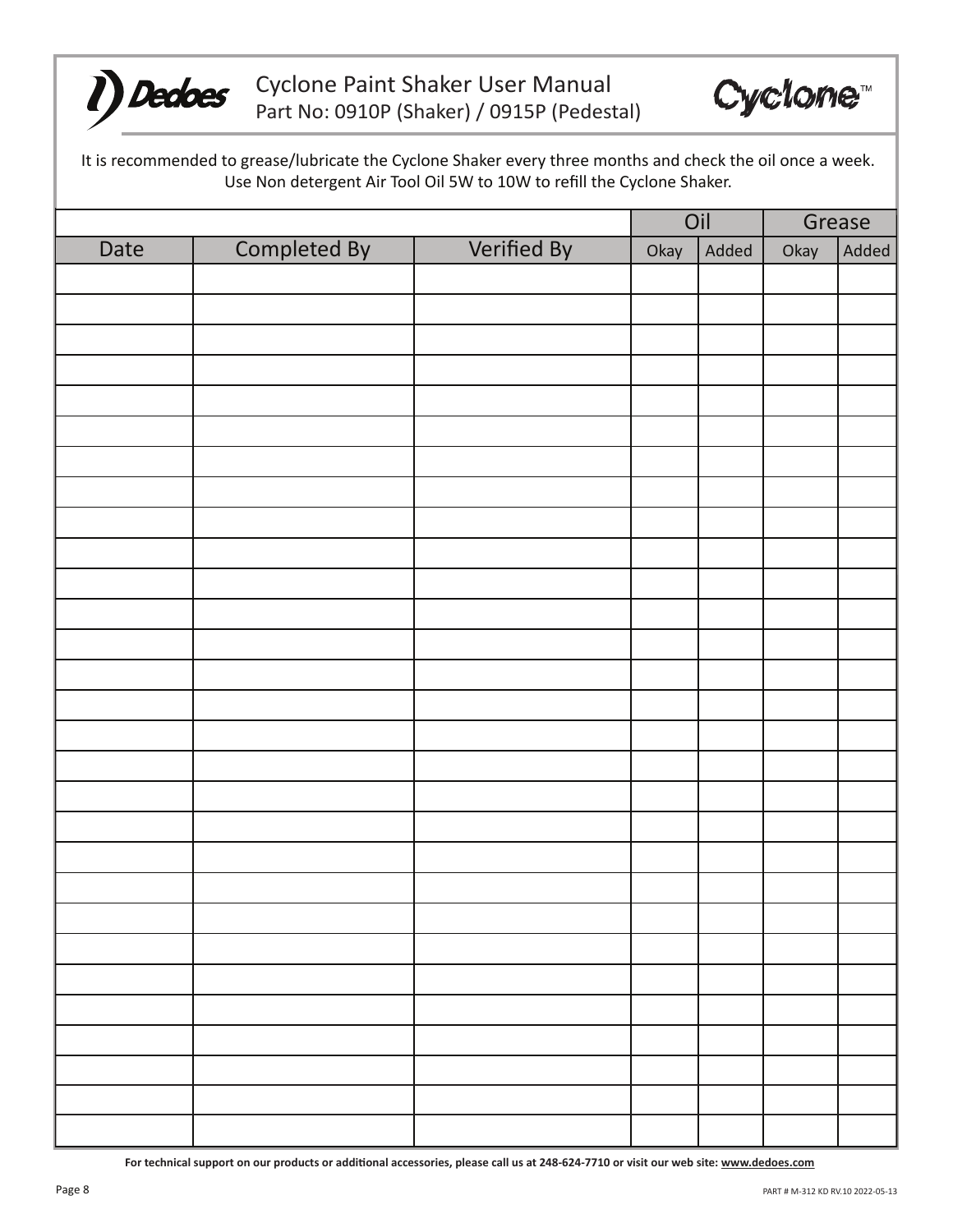It is recommended to grease/lubricate the Cyclone Shaker every three months and check the oil once a week. Use Non detergent Air Tool Oil 5W to 10W to refill the Cyclone Shaker.

| | | | Oil | | Grease | |
|---|---|---|---|---|---|---|
| Date | Completed By | Verified By | Okay | Added | Okay | Added |
| | | | | | | |
| | | | | | | |
| | | | | | | |
| | | | | | | |
| | | | | | | |
| | | | | | | |
| | | | | | | |
| | | | | | | |
| | | | | | | |
| | | | | | | |
| | | | | | | |
| | | | | | | |
| | | | | | | |
| | | | | | | |
| | | | | | | |
| | | | | | | |
| | | | | | | |
| | | | | | | |
| | | | | | | |
| | | | | | | |
| | | | | | | |
| | | | | | | |
| | | | | | | |
| | | | | | | |
| | | | | | | |
| | | | | | | |
| | | | | | | |
| | | | | | | |
| | | | | | | |

**For technical support on our products or additional accessories, please call us at 248-624-7710 or visit our web site: www.dedoes.com**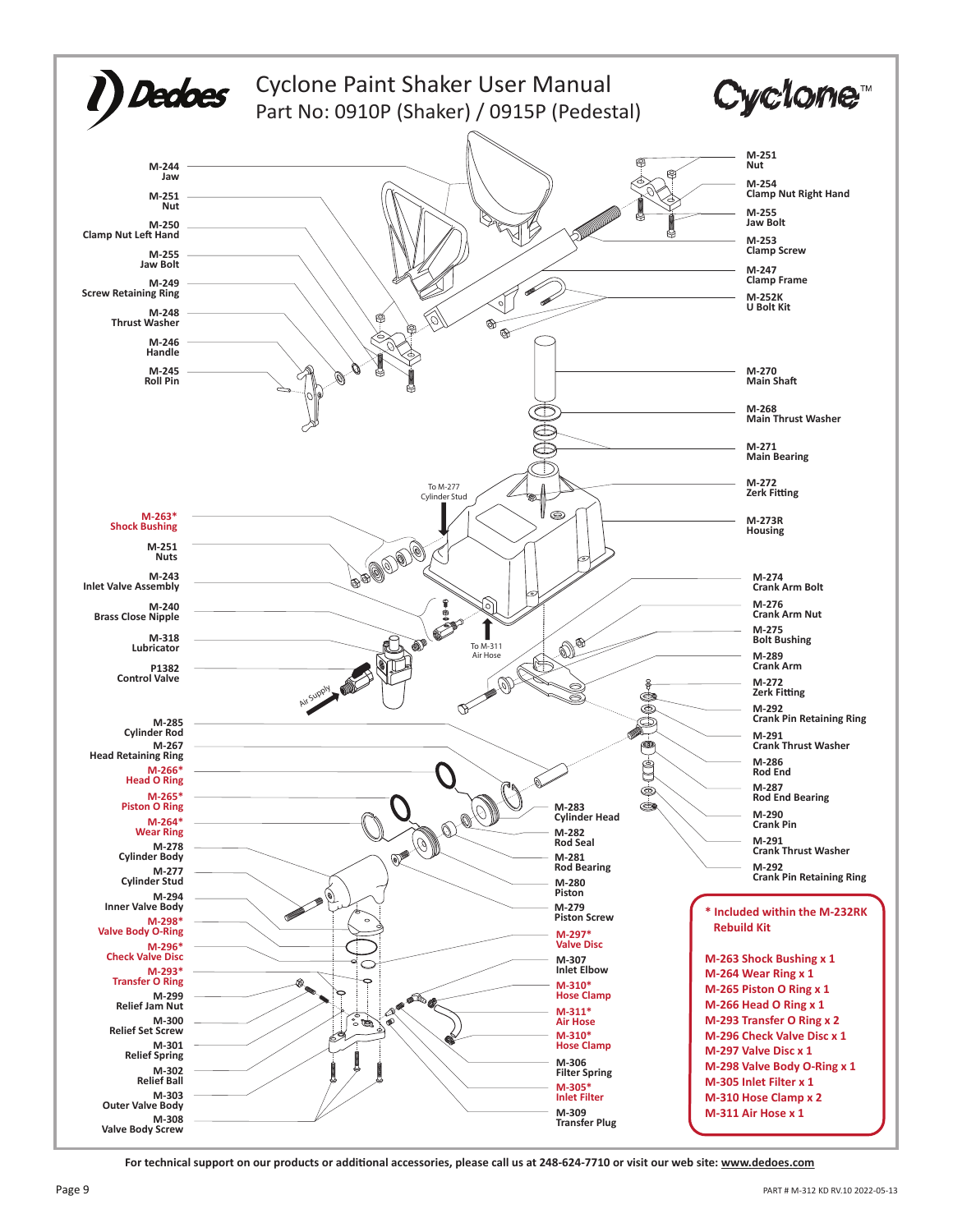# Cyclone Paint Shaker User Manual

Part No: 0910P (Shaker) / 0915P (Pedestal)

M-244 Jaw

M-251 Nut

M-250 Clamp Nut Left Hand

M-255 Jaw Bolt

M-249 Screw Retaining Ring

M-248 Thrust Washer

M-246 Handle

M-245 Roll Pin

M-263* Shock Bushing

M-251 Nuts

M-243 Inlet Valve Assembly

M-240 Brass Close Nipple

M-318 Lubricator

P1382 Control Valve

Air Supply

To M-277 Cylinder Stud

To M-311 Air Hose

M-285 Cylinder Rod

M-267 Head Retaining Ring

M-266* Head O Ring

M-265* Piston O Ring

M-264* Wear Ring

M-278 Cylinder Body

M-277 Cylinder Stud

M-294 Inner Valve Body

M-298* Valve Body O-Ring

M-296* Check Valve Disc

M-293* Transfer O Ring

M-299 Relief Jam Nut

M-300 Relief Set Screw

M-301 Relief Spring

M-302 Relief Ball

M-303 Outer Valve Body

M-308 Valve Body Screw

M-251 Nut

M-254 Clamp Nut Right Hand

M-255 Jaw Bolt

M-253 Clamp Screw

M-247 Clamp Frame

M-252K U Bolt Kit

M-270 Main Shaft

M-268 Main Thrust Washer

M-271 Main Bearing

M-272 Zerk Fitting

M-273R Housing

M-274 Crank Arm Bolt

M-276 Crank Arm Nut

M-275 Bolt Bushing

M-289 Crank Arm

M-272 Zerk Fitting

M-292 Crank Pin Retaining Ring

M-291 Crank Thrust Washer

M-286 Rod End

M-287 Rod End Bearing

M-290 Crank Pin

M-291 Crank Thrust Washer

M-292 Crank Pin Retaining Ring

M-283 Cylinder Head

M-282 Rod Seal

M-281 Rod Bearing

M-280 Piston

M-279 Piston Screw

M-297* Valve Disc

M-307 Inlet Elbow

M-310* Hose Clamp

M-311* Air Hose

M-310* Hose Clamp

M-306 Filter Spring

M-305* Inlet Filter

M-309 Transfer Plug

**\* Included within the M-232RK Rebuild Kit**

- M-263 Shock Bushing x 1
- M-264 Wear Ring x 1
- M-265 Piston O Ring x 1
- M-266 Head O Ring x 1
- M-293 Transfer O Ring x 2
- M-296 Check Valve Disc x 1
- M-297 Valve Disc x 1
- M-298 Valve Body O-Ring x 1
- M-305 Inlet Filter x 1
- M-310 Hose Clamp x 2
- M-311 Air Hose x 1

**For technical support on our products or additional accessories, please call us at 248-624-7710 or visit our web site: www.dedoes.com**

PART # M-312 KD RV.10 2022-05-13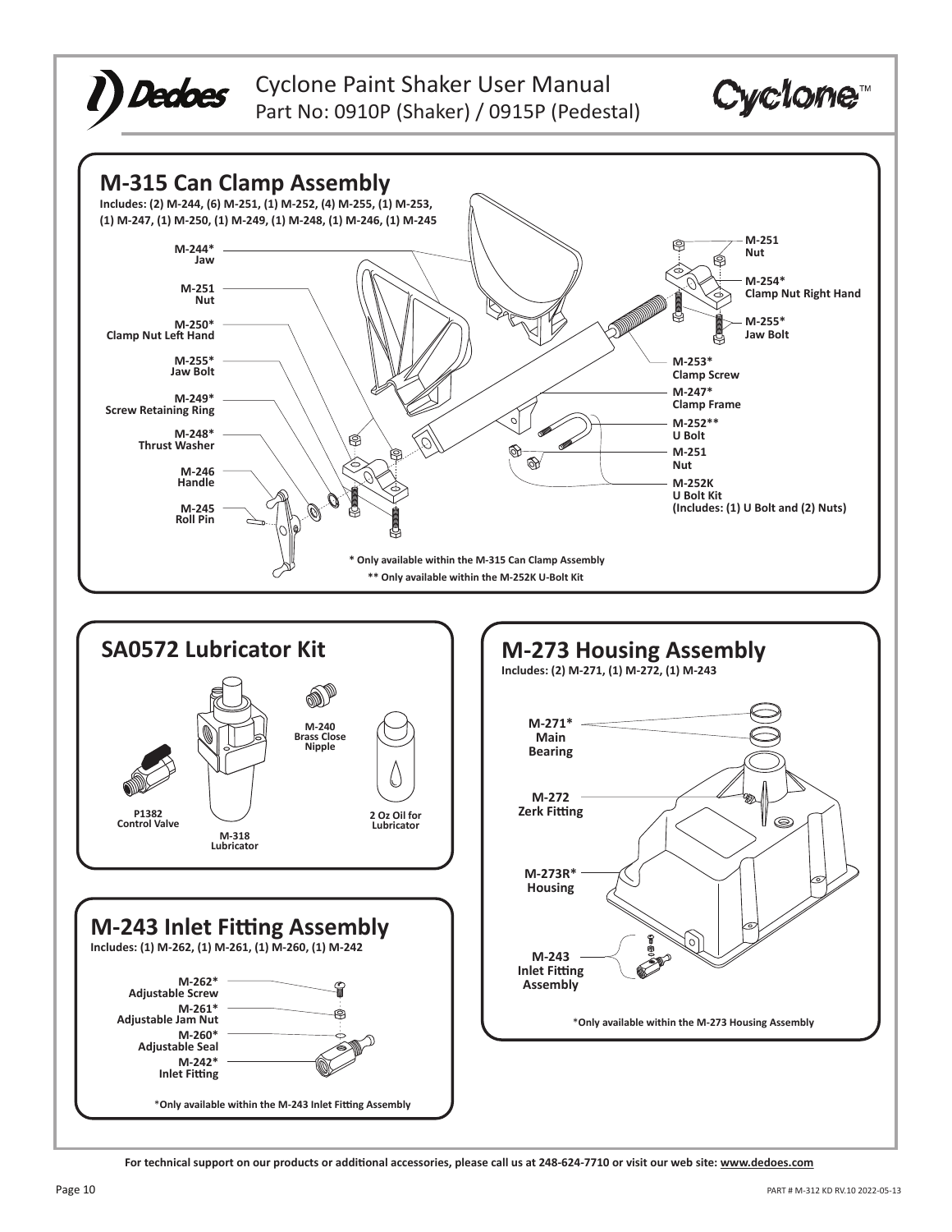## M-315 Can Clamp Assembly

**Includes: (2) M-244, (6) M-251, (1) M-252, (4) M-255, (1) M-253, (1) M-247, (1) M-250, (1) M-249, (1) M-248, (1) M-246, (1) M-245**

- **M-244*** Jaw
- **M-251** Nut
- **M-250*** Clamp Nut Left Hand
- **M-255*** Jaw Bolt
- **M-249*** Screw Retaining Ring
- **M-248*** Thrust Washer
- **M-246** Handle
- **M-245** Roll Pin
- **M-251** Nut
- **M-254*** Clamp Nut Right Hand
- **M-255*** Jaw Bolt
- **M-253*** Clamp Screw
- **M-247*** Clamp Frame
- **M-252**** U Bolt
- **M-251** Nut
- **M-252K** U Bolt Kit (Includes: (1) U Bolt and (2) Nuts)

**\* Only available within the M-315 Can Clamp Assembly**

**\*\* Only available within the M-252K U-Bolt Kit**

## SA0572 Lubricator Kit

- **P1382** Control Valve
- **M-318** Lubricator
- **M-240** Brass Close Nipple
- **2 Oz Oil for Lubricator**

## M-273 Housing Assembly

**Includes: (2) M-271, (1) M-272, (1) M-243**

- **M-271*** Main Bearing
- **M-272** Zerk Fitting
- **M-273R*** Housing
- **M-243** Inlet Fitting Assembly

**\*Only available within the M-273 Housing Assembly**

## M-243 Inlet Fitting Assembly

**Includes: (1) M-262, (1) M-261, (1) M-260, (1) M-242**

- **M-262*** Adjustable Screw
- **M-261*** Adjustable Jam Nut
- **M-260*** Adjustable Seal
- **M-242*** Inlet Fitting

**\*Only available within the M-243 Inlet Fitting Assembly**

**For technical support on our products or additional accessories, please call us at 248-624-7710 or visit our web site: www.dedoes.com**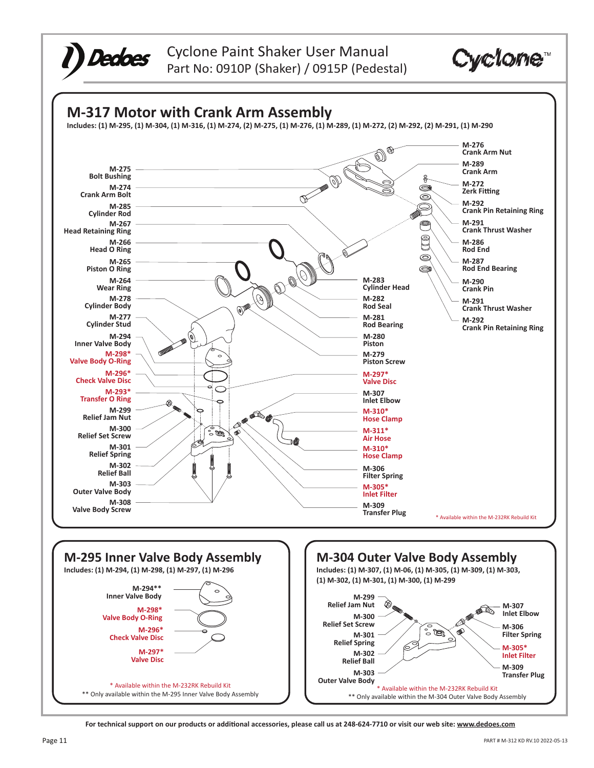## M-317 Motor with Crank Arm Assembly

**Includes: (1) M-295, (1) M-304, (1) M-316, (1) M-274, (2) M-275, (1) M-276, (1) M-289, (1) M-272, (2) M-292, (2) M-291, (1) M-290**

- **M-275** Bolt Bushing
- **M-274** Crank Arm Bolt
- **M-285** Cylinder Rod
- **M-267** Head Retaining Ring
- **M-266** Head O Ring
- **M-265** Piston O Ring
- **M-264** Wear Ring
- **M-278** Cylinder Body
- **M-277** Cylinder Stud
- **M-294** Inner Valve Body
- **M-298*** Valve Body O-Ring
- **M-296*** Check Valve Disc
- **M-293*** Transfer O Ring
- **M-299** Relief Jam Nut
- **M-300** Relief Set Screw
- **M-301** Relief Spring
- **M-302** Relief Ball
- **M-303** Outer Valve Body
- **M-308** Valve Body Screw
- **M-283** Cylinder Head
- **M-282** Rod Seal
- **M-281** Rod Bearing
- **M-280** Piston
- **M-279** Piston Screw
- **M-297*** Valve Disc
- **M-307** Inlet Elbow
- **M-310*** Hose Clamp
- **M-311*** Air Hose
- **M-310*** Hose Clamp
- **M-306** Filter Spring
- **M-305*** Inlet Filter
- **M-309** Transfer Plug
- **M-276** Crank Arm Nut
- **M-289** Crank Arm
- **M-272** Zerk Fitting
- **M-292** Crank Pin Retaining Ring
- **M-291** Crank Thrust Washer
- **M-286** Rod End
- **M-287** Rod End Bearing
- **M-290** Crank Pin
- **M-291** Crank Thrust Washer
- **M-292** Crank Pin Retaining Ring

\* Available within the M-232RK Rebuild Kit

## M-295 Inner Valve Body Assembly

**Includes: (1) M-294, (1) M-298, (1) M-297, (1) M-296**

- **M-294**** Inner Valve Body
- **M-298*** Valve Body O-Ring
- **M-296*** Check Valve Disc
- **M-297*** Valve Disc

\* Available within the M-232RK Rebuild Kit
\** Only available within the M-295 Inner Valve Body Assembly

## M-304 Outer Valve Body Assembly

**Includes: (1) M-307, (1) M-06, (1) M-305, (1) M-309, (1) M-303, (1) M-302, (1) M-301, (1) M-300, (1) M-299**

- **M-299** Relief Jam Nut
- **M-300** Relief Set Screw
- **M-301** Relief Spring
- **M-302** Relief Ball
- **M-303** Outer Valve Body
- **M-307** Inlet Elbow
- **M-306** Filter Spring
- **M-305*** Inlet Filter
- **M-309** Transfer Plug

\* Available within the M-232RK Rebuild Kit
\** Only available within the M-304 Outer Valve Body Assembly

**For technical support on our products or additional accessories, please call us at 248-624-7710 or visit our web site: www.dedoes.com**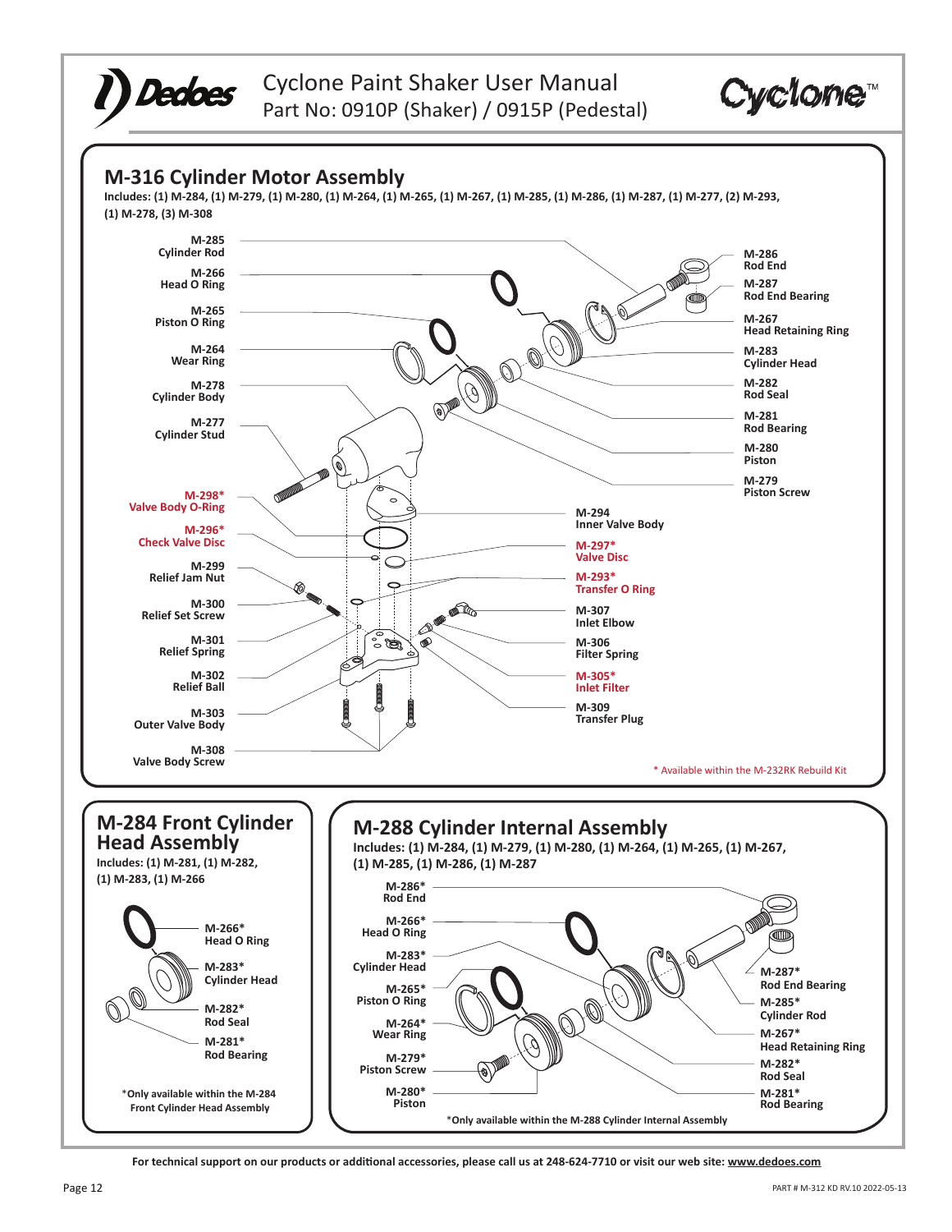## M-316 Cylinder Motor Assembly

**Includes: (1) M-284, (1) M-279, (1) M-280, (1) M-264, (1) M-265, (1) M-267, (1) M-285, (1) M-286, (1) M-287, (1) M-277, (2) M-293, (1) M-278, (3) M-308**

**M-285** Cylinder Rod
**M-266** Head O Ring
**M-265** Piston O Ring
**M-264** Wear Ring
**M-278** Cylinder Body
**M-277** Cylinder Stud
**M-298*** Valve Body O-Ring
**M-296*** Check Valve Disc
**M-299** Relief Jam Nut
**M-300** Relief Set Screw
**M-301** Relief Spring
**M-302** Relief Ball
**M-303** Outer Valve Body
**M-308** Valve Body Screw

**M-286** Rod End
**M-287** Rod End Bearing
**M-267** Head Retaining Ring
**M-283** Cylinder Head
**M-282** Rod Seal
**M-281** Rod Bearing
**M-280** Piston
**M-279** Piston Screw
**M-294** Inner Valve Body
**M-297*** Valve Disc
**M-293*** Transfer O Ring
**M-307** Inlet Elbow
**M-306** Filter Spring
**M-305*** Inlet Filter
**M-309** Transfer Plug

\* Available within the M-232RK Rebuild Kit

## M-284 Front Cylinder Head Assembly

**Includes: (1) M-281, (1) M-282, (1) M-283, (1) M-266**

**M-266*** Head O Ring
**M-283*** Cylinder Head
**M-282*** Rod Seal
**M-281*** Rod Bearing

*Only available within the M-284 Front Cylinder Head Assembly

## M-288 Cylinder Internal Assembly

**Includes: (1) M-284, (1) M-279, (1) M-280, (1) M-264, (1) M-265, (1) M-267, (1) M-285, (1) M-286, (1) M-287**

**M-286*** Rod End
**M-266*** Head O Ring
**M-283*** Cylinder Head
**M-265*** Piston O Ring
**M-264*** Wear Ring
**M-279*** Piston Screw
**M-280*** Piston
**M-287*** Rod End Bearing
**M-285*** Cylinder Rod
**M-267*** Head Retaining Ring
**M-282*** Rod Seal
**M-281*** Rod Bearing

*Only available within the M-288 Cylinder Internal Assembly

For technical support on our products or additional accessories, please call us at 248-624-7710 or visit our web site: www.dedoes.com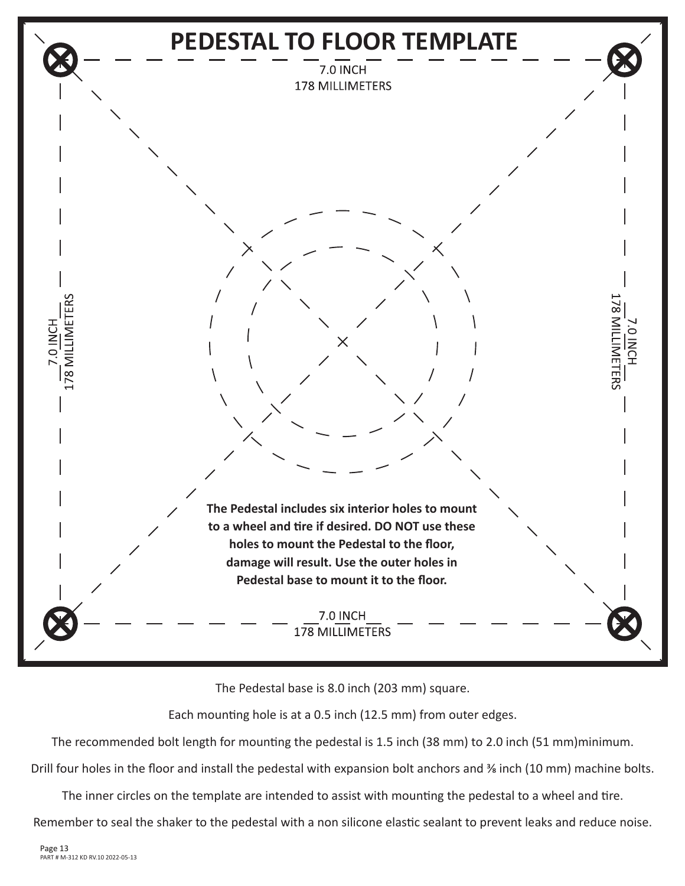# PEDESTAL TO FLOOR TEMPLATE

7.0 INCH
178 MILLIMETERS

7.0 INCH
178 MILLIMETERS

7.0 INCH
178 MILLIMETERS

**The Pedestal includes six interior holes to mount to a wheel and tire if desired. DO NOT use these holes to mount the Pedestal to the floor, damage will result. Use the outer holes in Pedestal base to mount it to the floor.**

7.0 INCH
178 MILLIMETERS

The Pedestal base is 8.0 inch (203 mm) square.

Each mounting hole is at a 0.5 inch (12.5 mm) from outer edges.

The recommended bolt length for mounting the pedestal is 1.5 inch (38 mm) to 2.0 inch (51 mm)minimum.

Drill four holes in the floor and install the pedestal with expansion bolt anchors and ⅜ inch (10 mm) machine bolts.

The inner circles on the template are intended to assist with mounting the pedestal to a wheel and tire.

Remember to seal the shaker to the pedestal with a non silicone elastic sealant to prevent leaks and reduce noise.

PART # M-312 KD RV.10 2022-05-13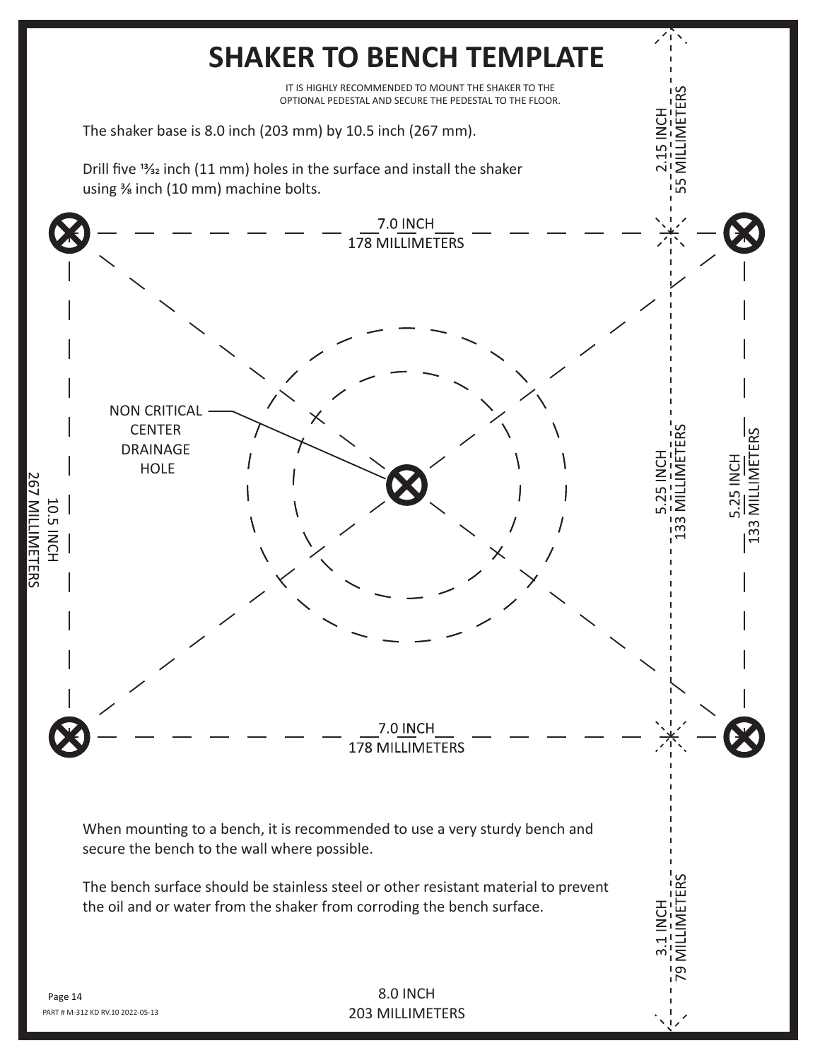# SHAKER TO BENCH TEMPLATE

IT IS HIGHLY RECOMMENDED TO MOUNT THE SHAKER TO THE OPTIONAL PEDESTAL AND SECURE THE PEDESTAL TO THE FLOOR.

The shaker base is 8.0 inch (203 mm) by 10.5 inch (267 mm).

Drill five 13⁄32 inch (11 mm) holes in the surface and install the shaker using 3⁄8 inch (10 mm) machine bolts.

7.0 INCH
178 MILLIMETERS

2.15 INCH
55 MILLIMETERS

NON CRITICAL CENTER DRAINAGE HOLE

10.5 INCH
267 MILLIMETERS

5.25 INCH
133 MILLIMETERS

5.25 INCH
133 MILLIMETERS

7.0 INCH
178 MILLIMETERS

When mounting to a bench, it is recommended to use a very sturdy bench and secure the bench to the wall where possible.

The bench surface should be stainless steel or other resistant material to prevent the oil and or water from the shaker from corroding the bench surface.

3.1 INCH
79 MILLIMETERS

8.0 INCH
203 MILLIMETERS

PART # M-312 KD RV.10 2022-05-13